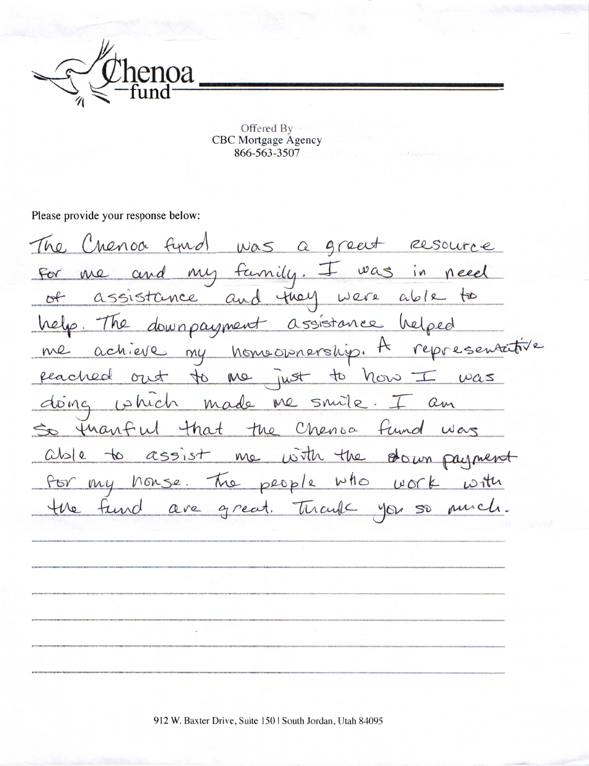Chenoa fund

Offered By
CBC Mortgage Agency
866-563-3507

Please provide your response below:

The Chenoa fund was a great resource for me and my family. I was in need of assistance and they were able to help. The downpayment assistance helped me achieve my homeownership. A representative reached out to me just to how I was doing which made me smile. I am so thanful that the Chenoa fund was able to assist me with the down payment for my house. The people who work with the fund are great. Thank you so much.

912 W. Baxter Drive, Suite 150 | South Jordan, Utah 84095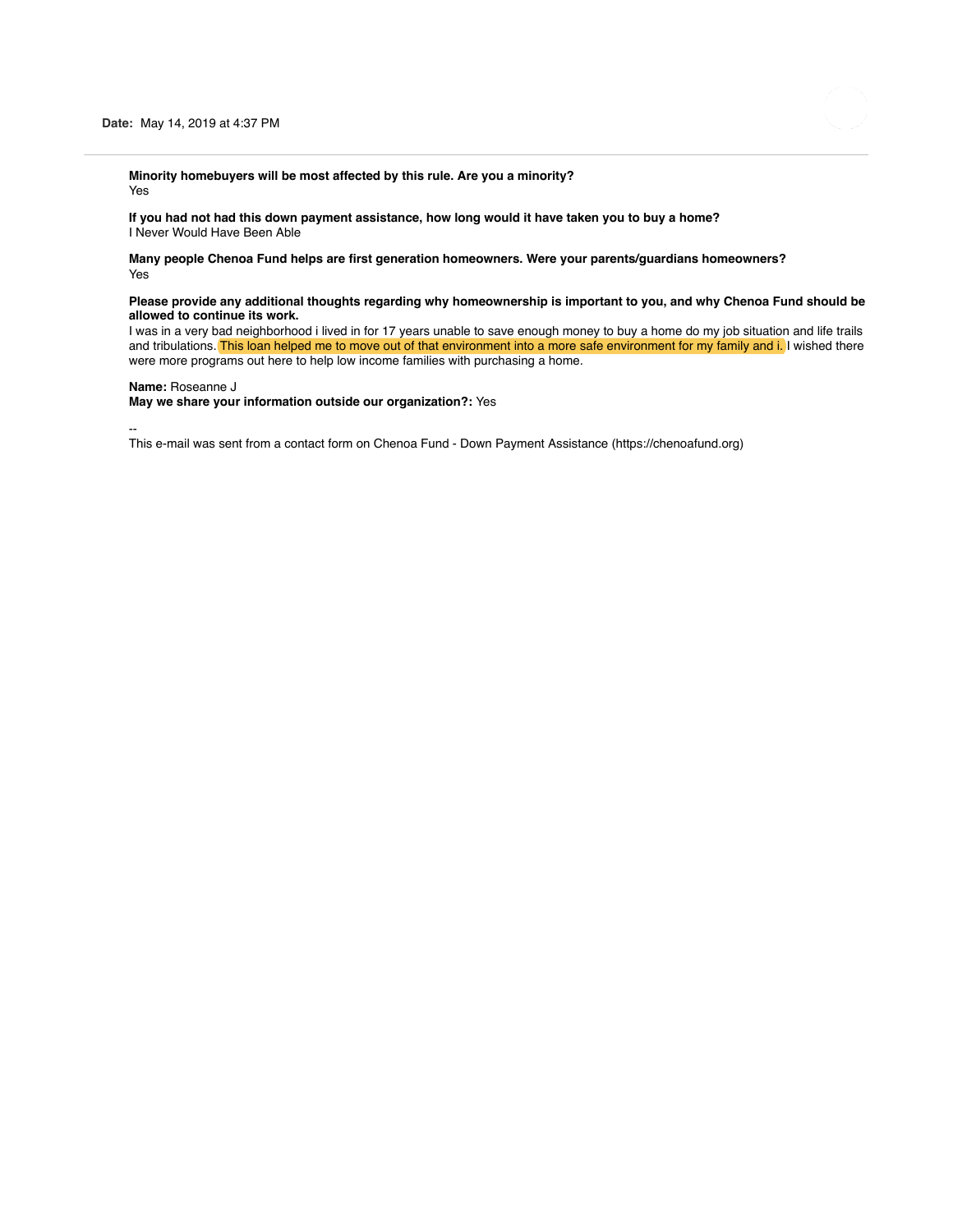**Date:** May 14, 2019 at 4:37 PM

---

**Minority homebuyers will be most affected by this rule. Are you a minority?**
Yes

**If you had not had this down payment assistance, how long would it have taken you to buy a home?**
I Never Would Have Been Able

**Many people Chenoa Fund helps are first generation homeowners. Were your parents/guardians homeowners?**
Yes

**Please provide any additional thoughts regarding why homeownership is important to you, and why Chenoa Fund should be allowed to continue its work.**
I was in a very bad neighborhood i lived in for 17 years unable to save enough money to buy a home do my job situation and life trails and tribulations. This loan helped me to move out of that environment into a more safe environment for my family and i. I wished there were more programs out here to help low income families with purchasing a home.

**Name:** Roseanne J
**May we share your information outside our organization?:** Yes

--
This e-mail was sent from a contact form on Chenoa Fund - Down Payment Assistance (https://chenoafund.org)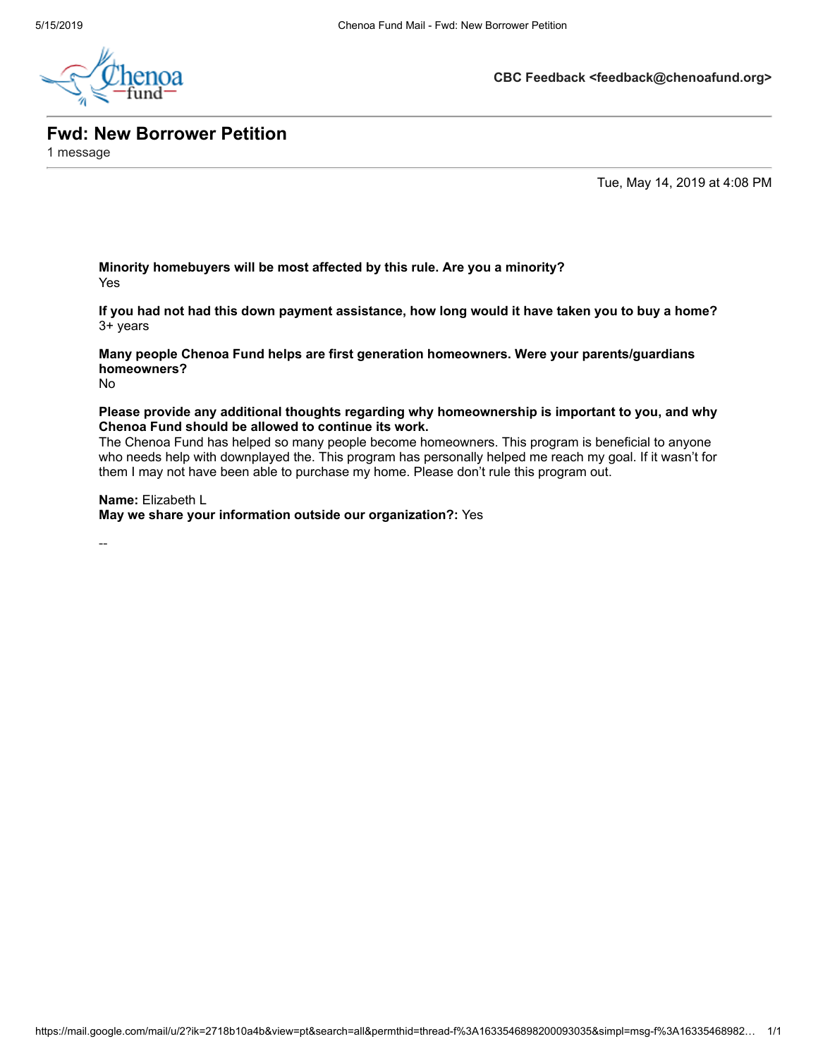**CBC Feedback <feedback@chenoafund.org>**

# Fwd: New Borrower Petition

1 message

Tue, May 14, 2019 at 4:08 PM

**Minority homebuyers will be most affected by this rule. Are you a minority?**
Yes

**If you had not had this down payment assistance, how long would it have taken you to buy a home?**
3+ years

**Many people Chenoa Fund helps are first generation homeowners. Were your parents/guardians homeowners?**
No

**Please provide any additional thoughts regarding why homeownership is important to you, and why Chenoa Fund should be allowed to continue its work.**
The Chenoa Fund has helped so many people become homeowners. This program is beneficial to anyone who needs help with downplayed the. This program has personally helped me reach my goal. If it wasn't for them I may not have been able to purchase my home. Please don't rule this program out.

**Name:** Elizabeth L
**May we share your information outside our organization?:** Yes

--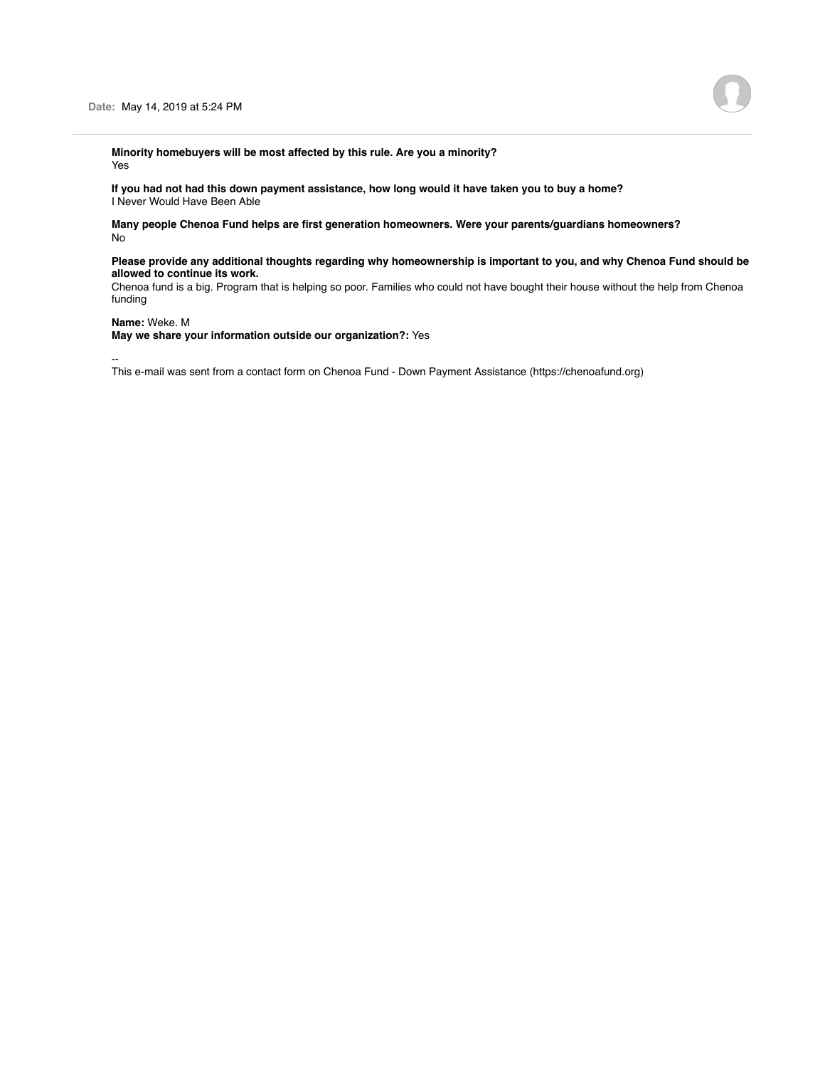**Date:** May 14, 2019 at 5:24 PM

**Minority homebuyers will be most affected by this rule. Are you a minority?**
Yes

**If you had not had this down payment assistance, how long would it have taken you to buy a home?**
I Never Would Have Been Able

**Many people Chenoa Fund helps are first generation homeowners. Were your parents/guardians homeowners?**
No

**Please provide any additional thoughts regarding why homeownership is important to you, and why Chenoa Fund should be allowed to continue its work.**
Chenoa fund is a big. Program that is helping so poor. Families who could not have bought their house without the help from Chenoa funding

**Name:** Weke. M
**May we share your information outside our organization?:** Yes

--
This e-mail was sent from a contact form on Chenoa Fund - Down Payment Assistance (https://chenoafund.org)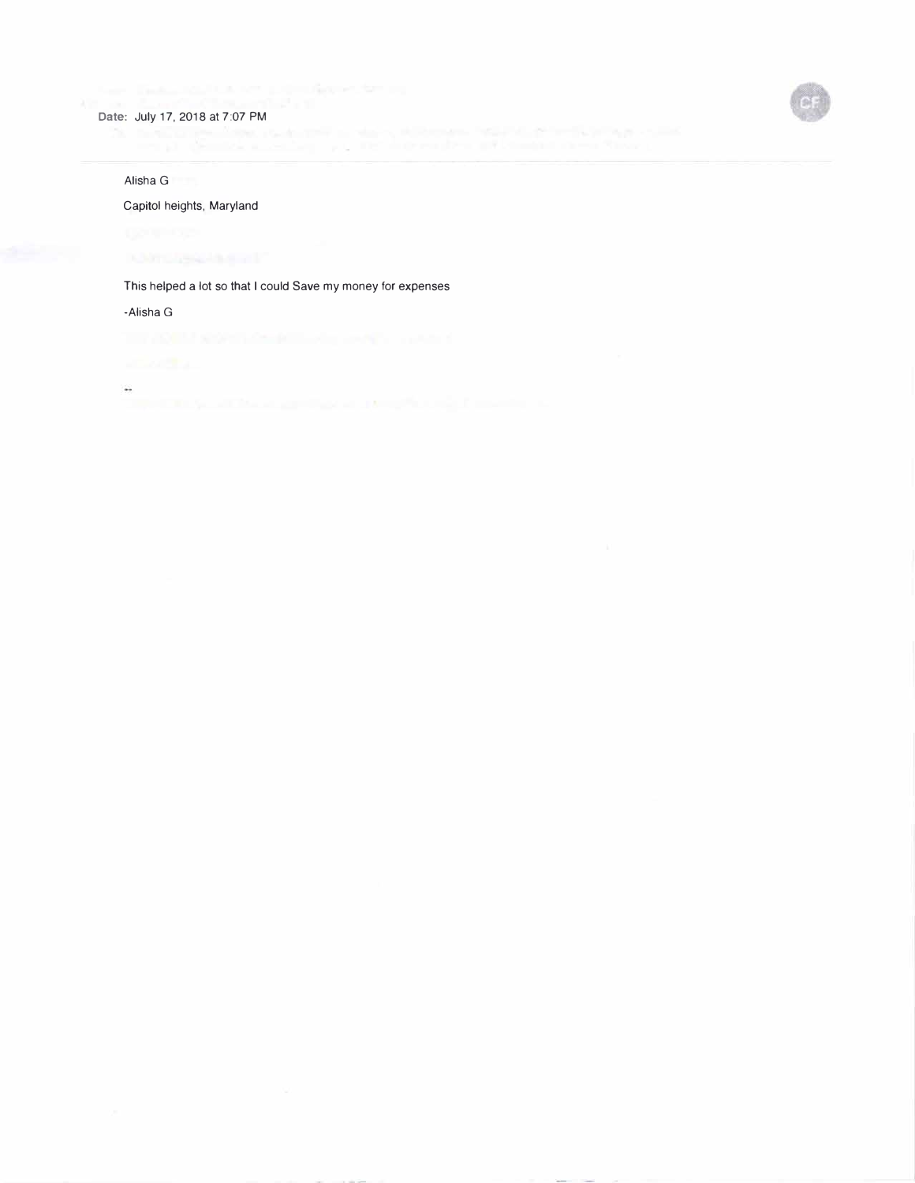Date: July 17, 2018 at 7:07 PM

Alisha G

Capitol heights, Maryland

This helped a lot so that I could Save my money for expenses

-Alisha G

--